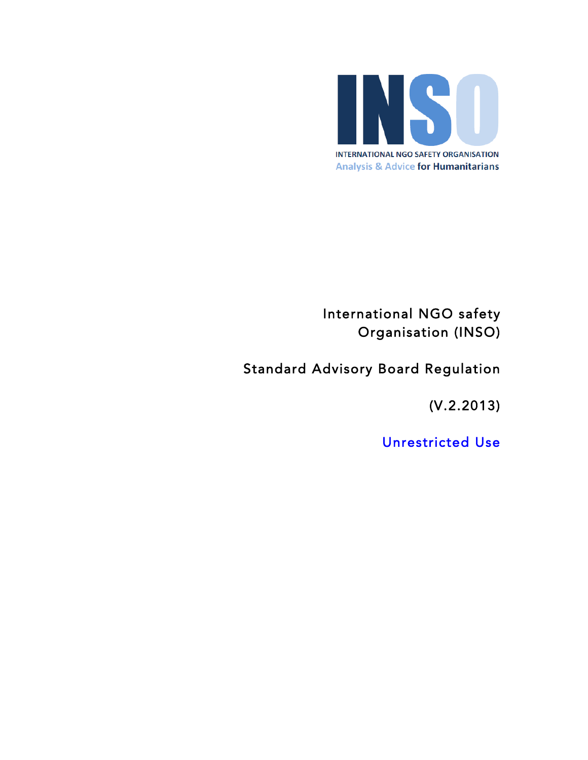INSO

INTERNATIONAL NGO SAFETY ORGANISATION

Analysis & Advice for Humanitarians

# International NGO safety Organisation (INSO)

## Standard Advisory Board Regulation

(V.2.2013)

Unrestricted Use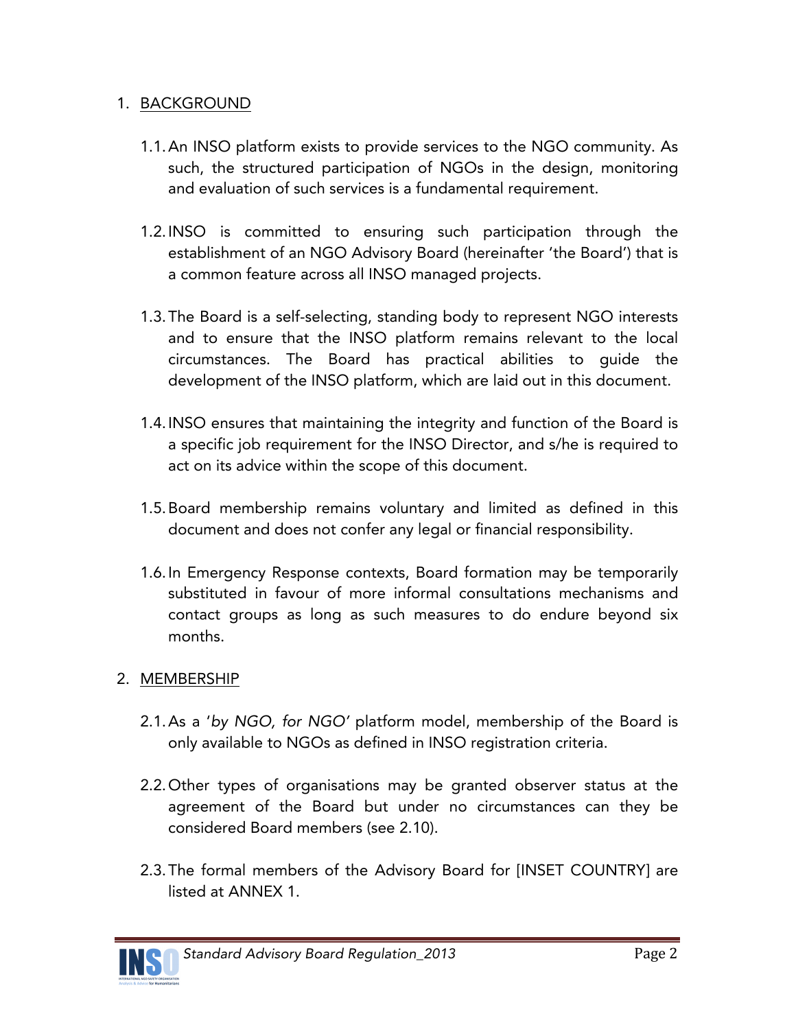1. BACKGROUND

   1.1. An INSO platform exists to provide services to the NGO community. As such, the structured participation of NGOs in the design, monitoring and evaluation of such services is a fundamental requirement.

   1.2. INSO is committed to ensuring such participation through the establishment of an NGO Advisory Board (hereinafter 'the Board') that is a common feature across all INSO managed projects.

   1.3. The Board is a self-selecting, standing body to represent NGO interests and to ensure that the INSO platform remains relevant to the local circumstances. The Board has practical abilities to guide the development of the INSO platform, which are laid out in this document.

   1.4. INSO ensures that maintaining the integrity and function of the Board is a specific job requirement for the INSO Director, and s/he is required to act on its advice within the scope of this document.

   1.5. Board membership remains voluntary and limited as defined in this document and does not confer any legal or financial responsibility.

   1.6. In Emergency Response contexts, Board formation may be temporarily substituted in favour of more informal consultations mechanisms and contact groups as long as such measures to do endure beyond six months.

2. MEMBERSHIP

   2.1. As a '*by NGO, for NGO*' platform model, membership of the Board is only available to NGOs as defined in INSO registration criteria.

   2.2. Other types of organisations may be granted observer status at the agreement of the Board but under no circumstances can they be considered Board members (see 2.10).

   2.3. The formal members of the Advisory Board for [INSET COUNTRY] are listed at ANNEX 1.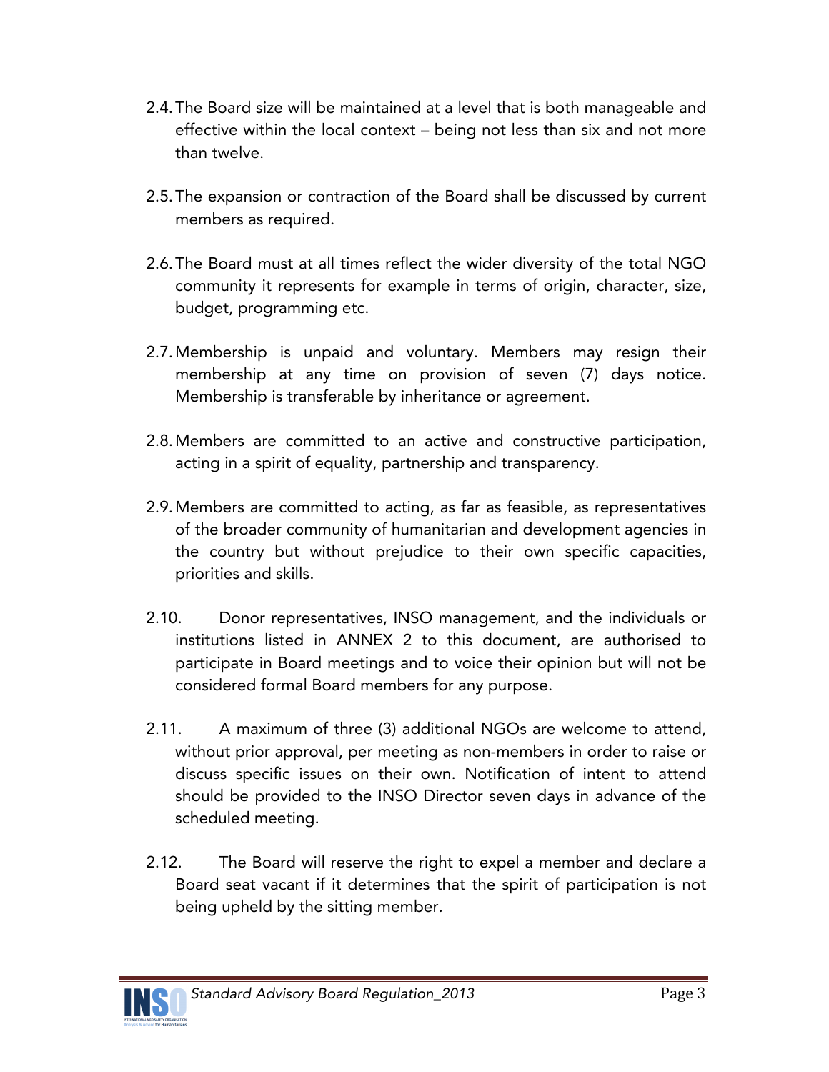2.4. The Board size will be maintained at a level that is both manageable and effective within the local context – being not less than six and not more than twelve.

2.5. The expansion or contraction of the Board shall be discussed by current members as required.

2.6. The Board must at all times reflect the wider diversity of the total NGO community it represents for example in terms of origin, character, size, budget, programming etc.

2.7. Membership is unpaid and voluntary. Members may resign their membership at any time on provision of seven (7) days notice. Membership is transferable by inheritance or agreement.

2.8. Members are committed to an active and constructive participation, acting in a spirit of equality, partnership and transparency.

2.9. Members are committed to acting, as far as feasible, as representatives of the broader community of humanitarian and development agencies in the country but without prejudice to their own specific capacities, priorities and skills.

2.10. Donor representatives, INSO management, and the individuals or institutions listed in ANNEX 2 to this document, are authorised to participate in Board meetings and to voice their opinion but will not be considered formal Board members for any purpose.

2.11. A maximum of three (3) additional NGOs are welcome to attend, without prior approval, per meeting as non-members in order to raise or discuss specific issues on their own. Notification of intent to attend should be provided to the INSO Director seven days in advance of the scheduled meeting.

2.12. The Board will reserve the right to expel a member and declare a Board seat vacant if it determines that the spirit of participation is not being upheld by the sitting member.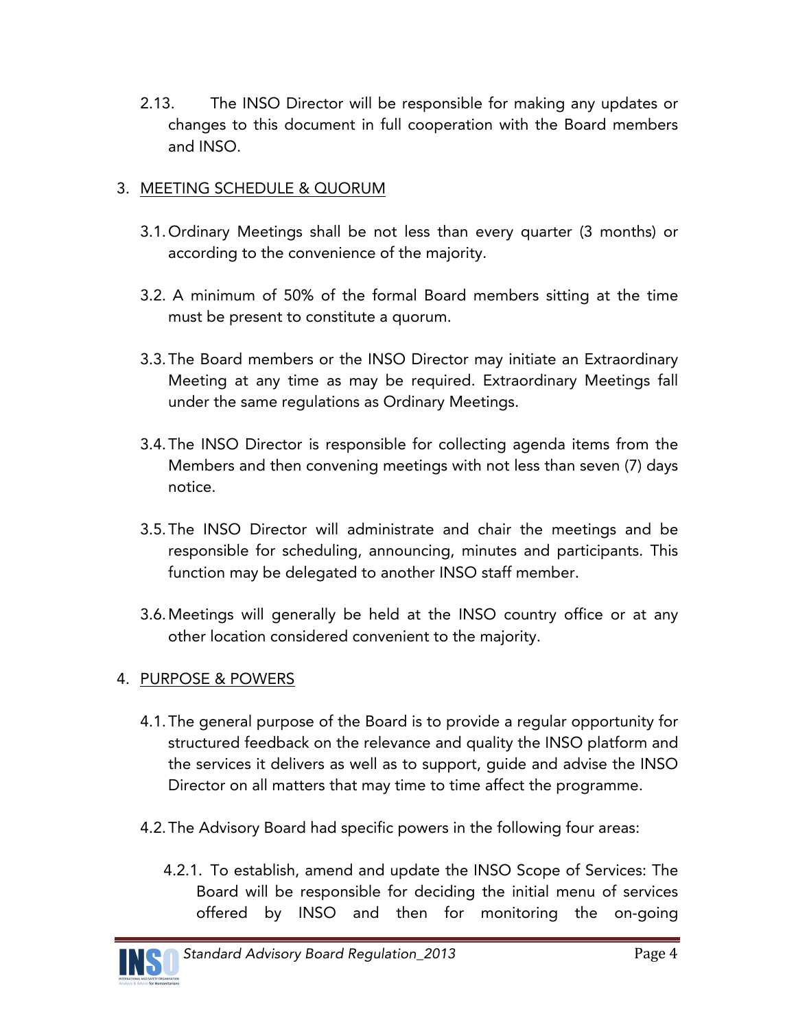2.13. The INSO Director will be responsible for making any updates or changes to this document in full cooperation with the Board members and INSO.

3. MEETING SCHEDULE & QUORUM

   3.1. Ordinary Meetings shall be not less than every quarter (3 months) or according to the convenience of the majority.

   3.2. A minimum of 50% of the formal Board members sitting at the time must be present to constitute a quorum.

   3.3. The Board members or the INSO Director may initiate an Extraordinary Meeting at any time as may be required. Extraordinary Meetings fall under the same regulations as Ordinary Meetings.

   3.4. The INSO Director is responsible for collecting agenda items from the Members and then convening meetings with not less than seven (7) days notice.

   3.5. The INSO Director will administrate and chair the meetings and be responsible for scheduling, announcing, minutes and participants. This function may be delegated to another INSO staff member.

   3.6. Meetings will generally be held at the INSO country office or at any other location considered convenient to the majority.

4. PURPOSE & POWERS

   4.1. The general purpose of the Board is to provide a regular opportunity for structured feedback on the relevance and quality the INSO platform and the services it delivers as well as to support, guide and advise the INSO Director on all matters that may time to time affect the programme.

   4.2. The Advisory Board had specific powers in the following four areas:

      4.2.1. To establish, amend and update the INSO Scope of Services: The Board will be responsible for deciding the initial menu of services offered by INSO and then for monitoring the on-going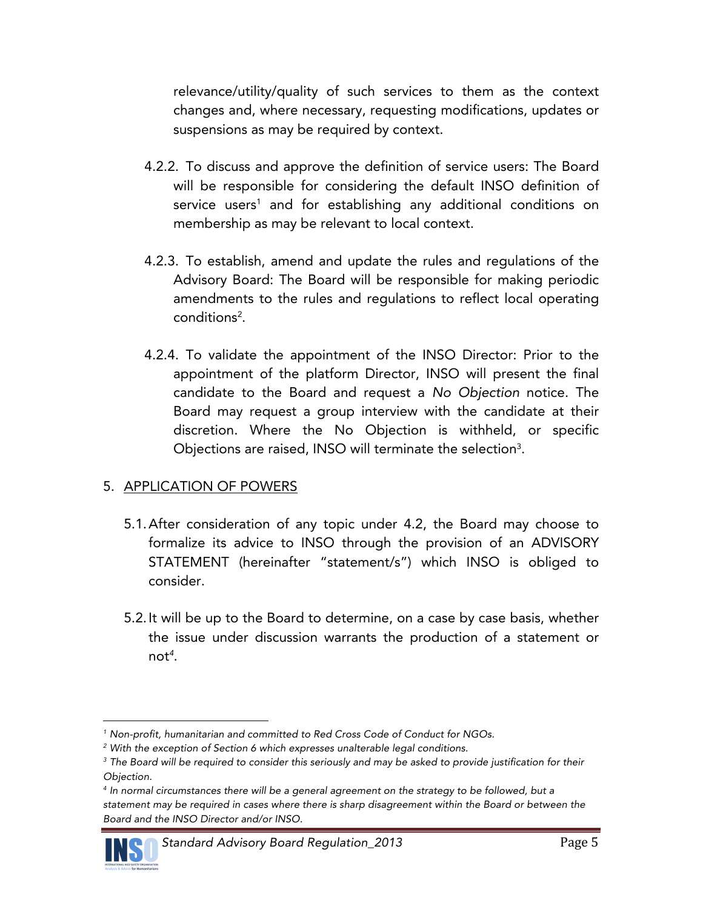relevance/utility/quality of such services to them as the context changes and, where necessary, requesting modifications, updates or suspensions as may be required by context.

4.2.2. To discuss and approve the definition of service users: The Board will be responsible for considering the default INSO definition of service users[1] and for establishing any additional conditions on membership as may be relevant to local context.

4.2.3. To establish, amend and update the rules and regulations of the Advisory Board: The Board will be responsible for making periodic amendments to the rules and regulations to reflect local operating conditions[2].

4.2.4. To validate the appointment of the INSO Director: Prior to the appointment of the platform Director, INSO will present the final candidate to the Board and request a *No Objection* notice. The Board may request a group interview with the candidate at their discretion. Where the No Objection is withheld, or specific Objections are raised, INSO will terminate the selection[3].

5. <u>APPLICATION OF POWERS</u>

5.1. After consideration of any topic under 4.2, the Board may choose to formalize its advice to INSO through the provision of an ADVISORY STATEMENT (hereinafter "statement/s") which INSO is obliged to consider.

5.2. It will be up to the Board to determine, on a case by case basis, whether the issue under discussion warrants the production of a statement or not[4].

---

[1] *Non-profit, humanitarian and committed to Red Cross Code of Conduct for NGOs.*

[2] *With the exception of Section 6 which expresses unalterable legal conditions.*

[3] *The Board will be required to consider this seriously and may be asked to provide justification for their Objection.*

[4] *In normal circumstances there will be a general agreement on the strategy to be followed, but a statement may be required in cases where there is sharp disagreement within the Board or between the Board and the INSO Director and/or INSO.*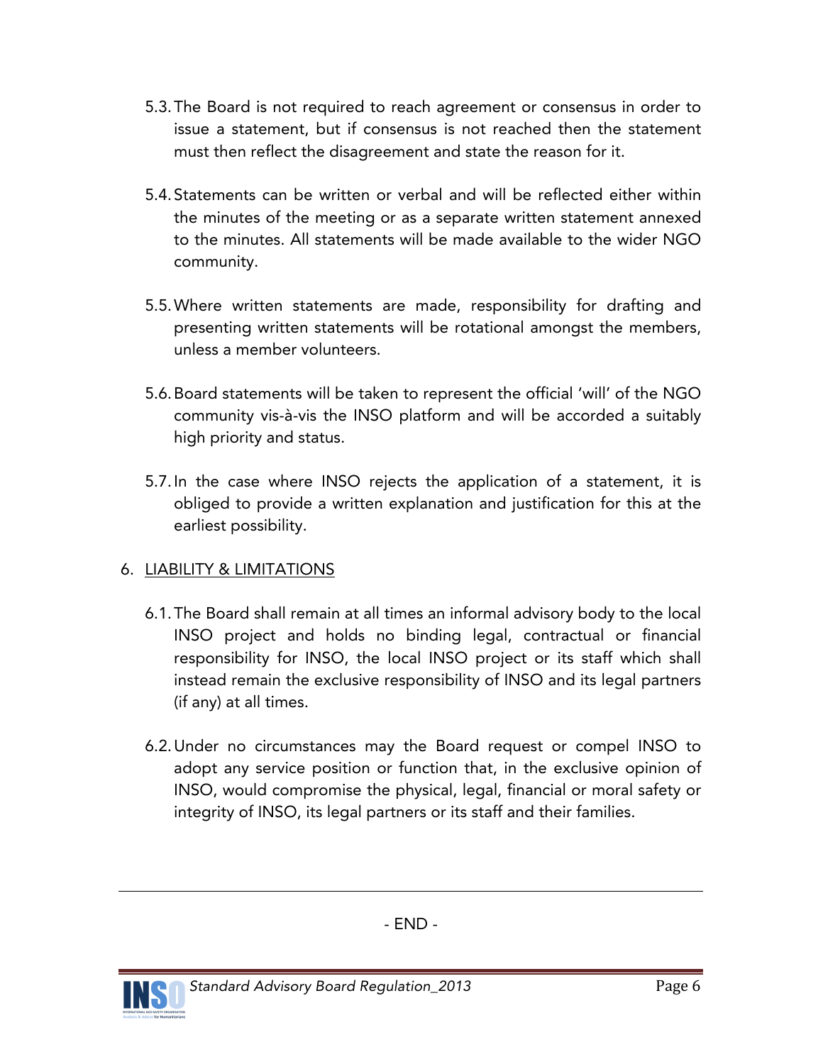5.3. The Board is not required to reach agreement or consensus in order to issue a statement, but if consensus is not reached then the statement must then reflect the disagreement and state the reason for it.

5.4. Statements can be written or verbal and will be reflected either within the minutes of the meeting or as a separate written statement annexed to the minutes. All statements will be made available to the wider NGO community.

5.5. Where written statements are made, responsibility for drafting and presenting written statements will be rotational amongst the members, unless a member volunteers.

5.6. Board statements will be taken to represent the official 'will' of the NGO community vis-à-vis the INSO platform and will be accorded a suitably high priority and status.

5.7. In the case where INSO rejects the application of a statement, it is obliged to provide a written explanation and justification for this at the earliest possibility.

## 6. LIABILITY & LIMITATIONS

6.1. The Board shall remain at all times an informal advisory body to the local INSO project and holds no binding legal, contractual or financial responsibility for INSO, the local INSO project or its staff which shall instead remain the exclusive responsibility of INSO and its legal partners (if any) at all times.

6.2. Under no circumstances may the Board request or compel INSO to adopt any service position or function that, in the exclusive opinion of INSO, would compromise the physical, legal, financial or moral safety or integrity of INSO, its legal partners or its staff and their families.

---

- END -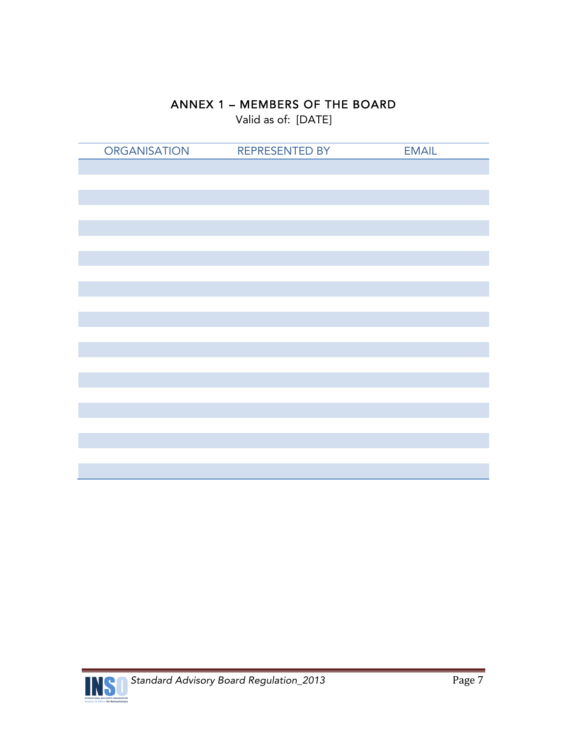## ANNEX 1 – MEMBERS OF THE BOARD

Valid as of: [DATE]

| ORGANISATION | REPRESENTED BY | EMAIL |
|---|---|---|
| | | |
| | | |
| | | |
| | | |
| | | |
| | | |
| | | |
| | | |
| | | |
| | | |
| | | |
| | | |
| | | |
| | | |
| | | |
| | | |
| | | |
| | | |
| | | |
| | | |
| | | |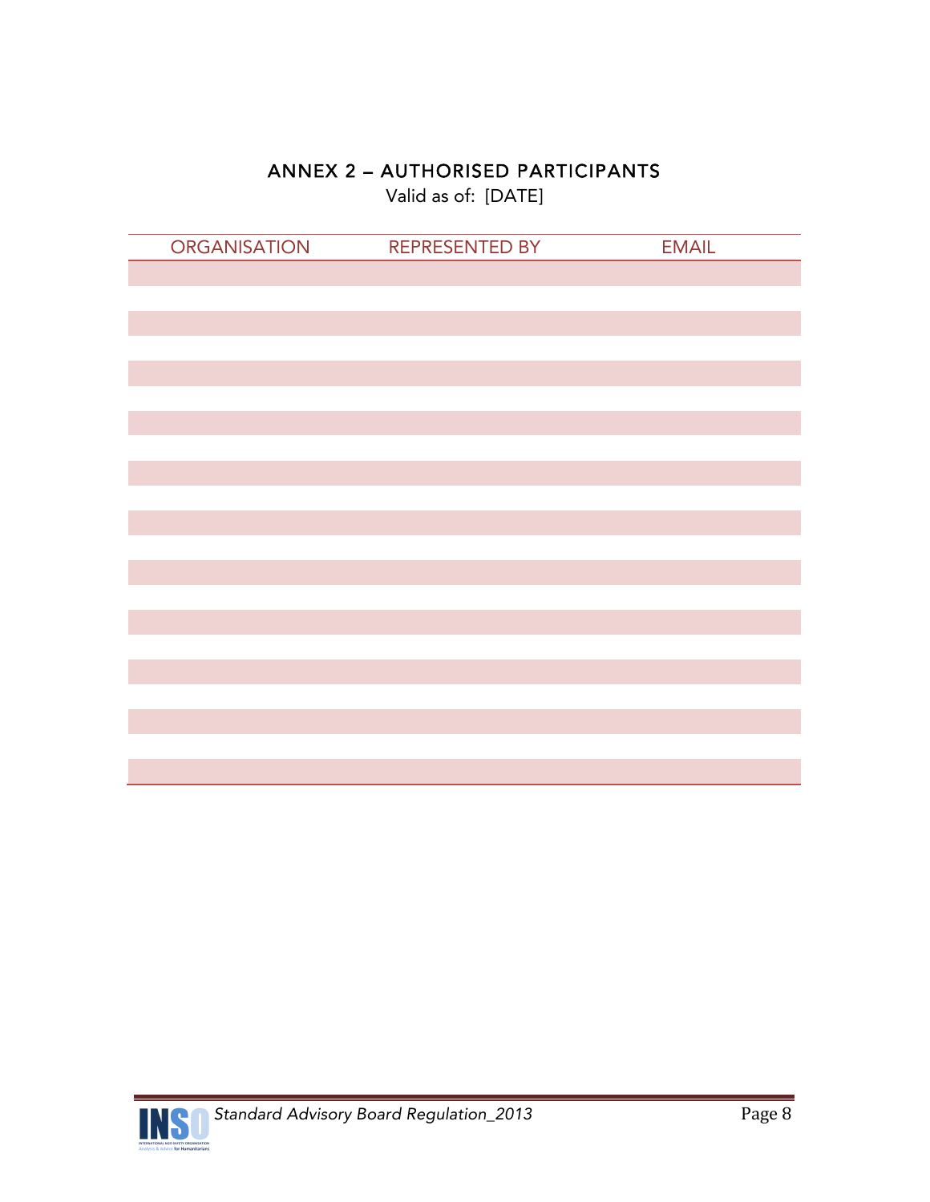## ANNEX 2 – AUTHORISED PARTICIPANTS

Valid as of: [DATE]

| ORGANISATION | REPRESENTED BY | EMAIL |
|---|---|---|
| | | |
| | | |
| | | |
| | | |
| | | |
| | | |
| | | |
| | | |
| | | |
| | | |
| | | |
| | | |
| | | |
| | | |
| | | |
| | | |
| | | |
| | | |
| | | |
| | | |
| | | |